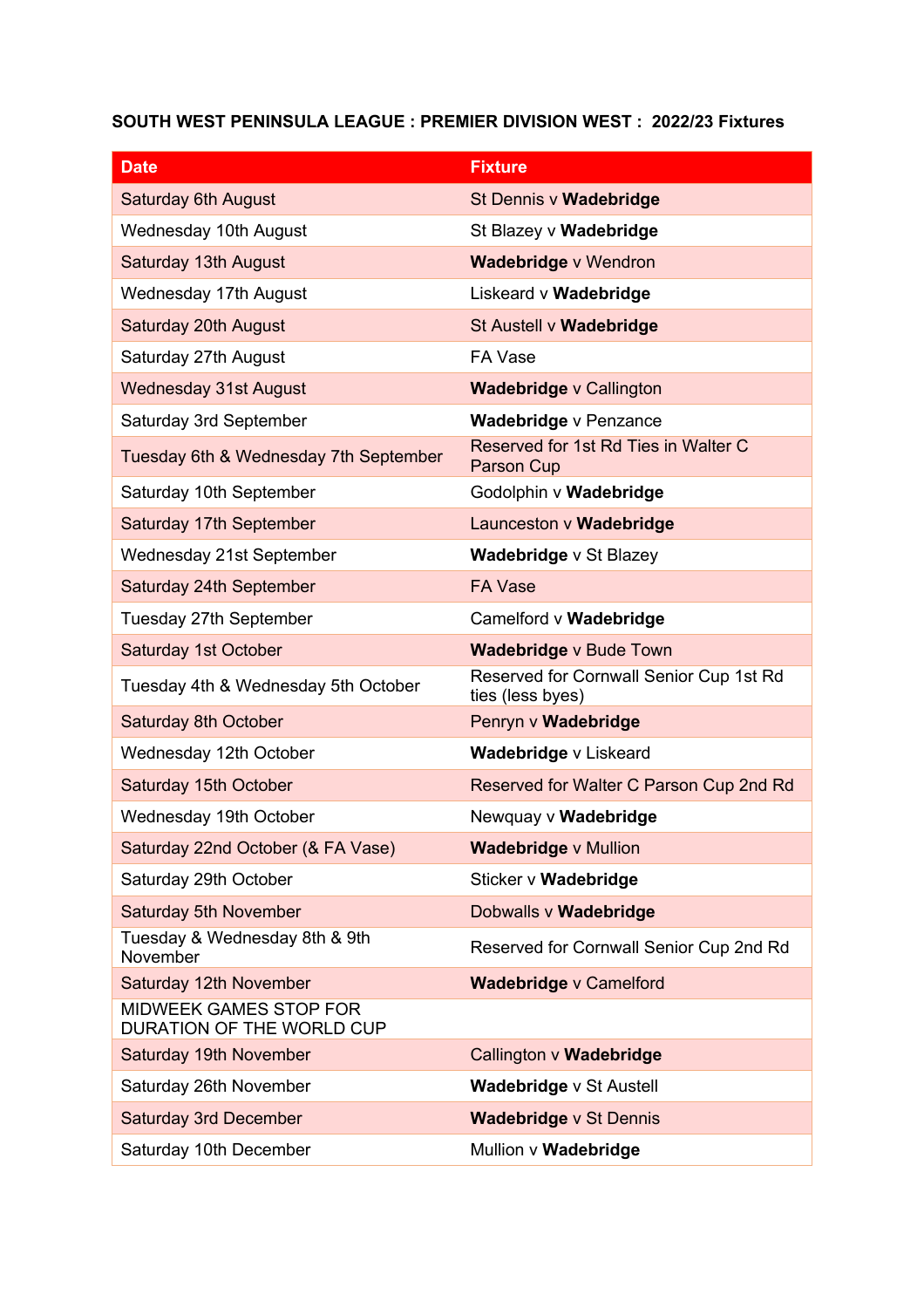**SOUTH WEST PENINSULA LEAGUE : PREMIER DIVISION WEST : 2022/23 Fixtures**

| Date | Fixture |
|---|---|
| Saturday 6th August | St Dennis v **Wadebridge** |
| Wednesday 10th August | St Blazey v **Wadebridge** |
| Saturday 13th August | **Wadebridge** v Wendron |
| Wednesday 17th August | Liskeard v **Wadebridge** |
| Saturday 20th August | St Austell v **Wadebridge** |
| Saturday 27th August | FA Vase |
| Wednesday 31st August | **Wadebridge** v Callington |
| Saturday 3rd September | **Wadebridge** v Penzance |
| Tuesday 6th & Wednesday 7th September | Reserved for 1st Rd Ties in Walter C Parson Cup |
| Saturday 10th September | Godolphin v **Wadebridge** |
| Saturday 17th September | Launceston v **Wadebridge** |
| Wednesday 21st September | **Wadebridge** v St Blazey |
| Saturday 24th September | FA Vase |
| Tuesday 27th September | Camelford v **Wadebridge** |
| Saturday 1st October | **Wadebridge** v Bude Town |
| Tuesday 4th & Wednesday 5th October | Reserved for Cornwall Senior Cup 1st Rd ties (less byes) |
| Saturday 8th October | Penryn v **Wadebridge** |
| Wednesday 12th October | **Wadebridge** v Liskeard |
| Saturday 15th October | Reserved for Walter C Parson Cup 2nd Rd |
| Wednesday 19th October | Newquay v **Wadebridge** |
| Saturday 22nd October (& FA Vase) | **Wadebridge** v Mullion |
| Saturday 29th October | Sticker v **Wadebridge** |
| Saturday 5th November | Dobwalls v **Wadebridge** |
| Tuesday & Wednesday 8th & 9th November | Reserved for Cornwall Senior Cup 2nd Rd |
| Saturday 12th November | **Wadebridge** v Camelford |
| MIDWEEK GAMES STOP FOR DURATION OF THE WORLD CUP | |
| Saturday 19th November | Callington v **Wadebridge** |
| Saturday 26th November | **Wadebridge** v St Austell |
| Saturday 3rd December | **Wadebridge** v St Dennis |
| Saturday 10th December | Mullion v **Wadebridge** |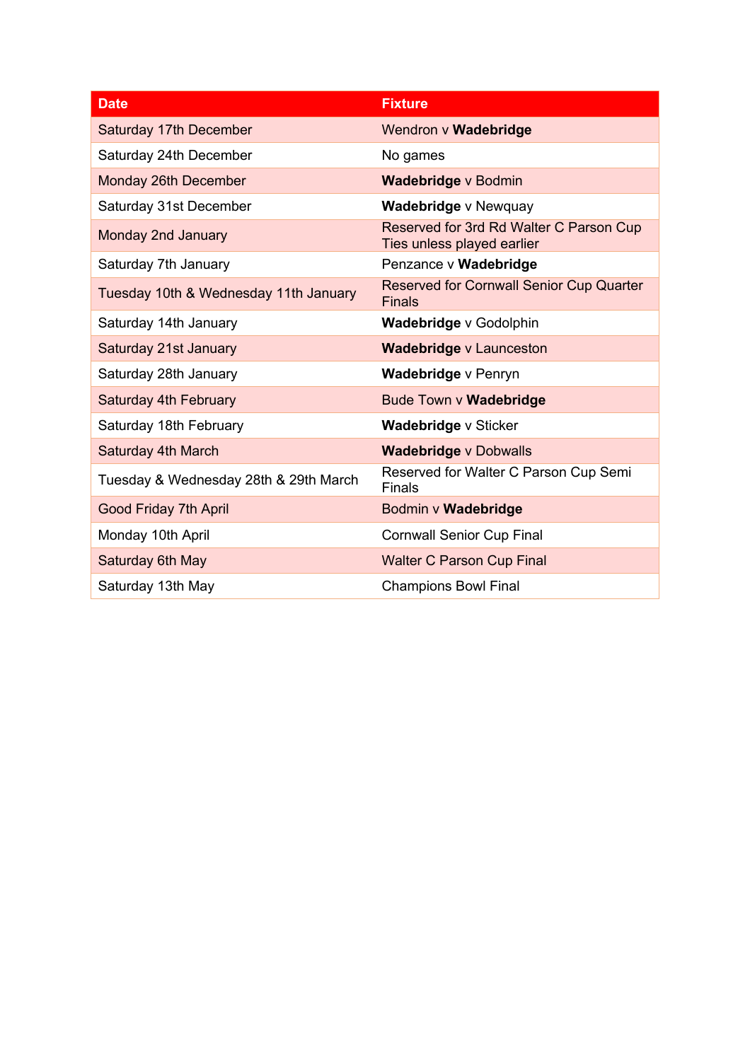| Date | Fixture |
|---|---|
| Saturday 17th December | Wendron v **Wadebridge** |
| Saturday 24th December | No games |
| Monday 26th December | **Wadebridge** v Bodmin |
| Saturday 31st December | **Wadebridge** v Newquay |
| Monday 2nd January | Reserved for 3rd Rd Walter C Parson Cup Ties unless played earlier |
| Saturday 7th January | Penzance v **Wadebridge** |
| Tuesday 10th & Wednesday 11th January | Reserved for Cornwall Senior Cup Quarter Finals |
| Saturday 14th January | **Wadebridge** v Godolphin |
| Saturday 21st January | **Wadebridge** v Launceston |
| Saturday 28th January | **Wadebridge** v Penryn |
| Saturday 4th February | Bude Town v **Wadebridge** |
| Saturday 18th February | **Wadebridge** v Sticker |
| Saturday 4th March | **Wadebridge** v Dobwalls |
| Tuesday & Wednesday 28th & 29th March | Reserved for Walter C Parson Cup Semi Finals |
| Good Friday 7th April | Bodmin v **Wadebridge** |
| Monday 10th April | Cornwall Senior Cup Final |
| Saturday 6th May | Walter C Parson Cup Final |
| Saturday 13th May | Champions Bowl Final |